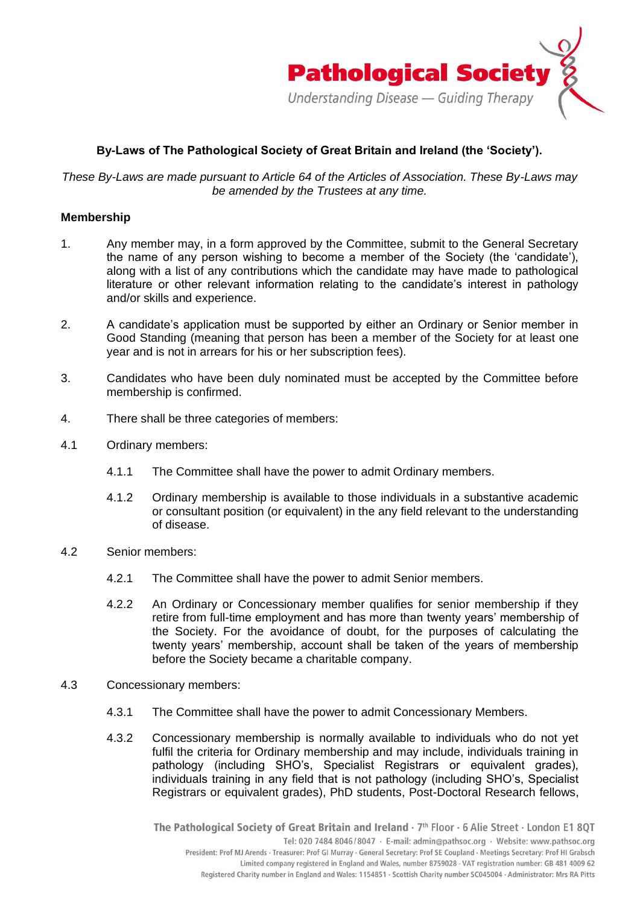**Pathological Society**

*Understanding Disease — Guiding Therapy*

## By-Laws of The Pathological Society of Great Britain and Ireland (the 'Society').

*These By-Laws are made pursuant to Article 64 of the Articles of Association. These By-Laws may be amended by the Trustees at any time.*

### Membership

1. Any member may, in a form approved by the Committee, submit to the General Secretary the name of any person wishing to become a member of the Society (the 'candidate'), along with a list of any contributions which the candidate may have made to pathological literature or other relevant information relating to the candidate's interest in pathology and/or skills and experience.

2. A candidate's application must be supported by either an Ordinary or Senior member in Good Standing (meaning that person has been a member of the Society for at least one year and is not in arrears for his or her subscription fees).

3. Candidates who have been duly nominated must be accepted by the Committee before membership is confirmed.

4. There shall be three categories of members:

4.1 Ordinary members:

4.1.1 The Committee shall have the power to admit Ordinary members.

4.1.2 Ordinary membership is available to those individuals in a substantive academic or consultant position (or equivalent) in the any field relevant to the understanding of disease.

4.2 Senior members:

4.2.1 The Committee shall have the power to admit Senior members.

4.2.2 An Ordinary or Concessionary member qualifies for senior membership if they retire from full-time employment and has more than twenty years' membership of the Society. For the avoidance of doubt, for the purposes of calculating the twenty years' membership, account shall be taken of the years of membership before the Society became a charitable company.

4.3 Concessionary members:

4.3.1 The Committee shall have the power to admit Concessionary Members.

4.3.2 Concessionary membership is normally available to individuals who do not yet fulfil the criteria for Ordinary membership and may include, individuals training in pathology (including SHO's, Specialist Registrars or equivalent grades), individuals training in any field that is not pathology (including SHO's, Specialist Registrars or equivalent grades), PhD students, Post-Doctoral Research fellows,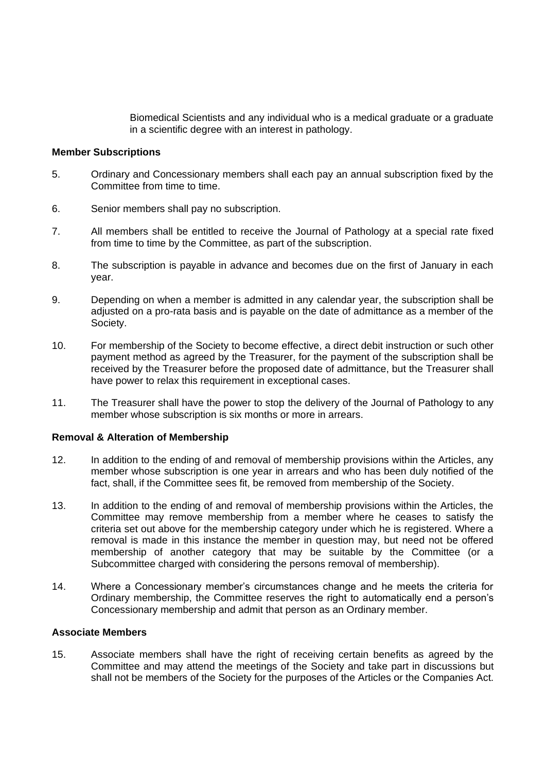Biomedical Scientists and any individual who is a medical graduate or a graduate in a scientific degree with an interest in pathology.

**Member Subscriptions**

5. Ordinary and Concessionary members shall each pay an annual subscription fixed by the Committee from time to time.

6. Senior members shall pay no subscription.

7. All members shall be entitled to receive the Journal of Pathology at a special rate fixed from time to time by the Committee, as part of the subscription.

8. The subscription is payable in advance and becomes due on the first of January in each year.

9. Depending on when a member is admitted in any calendar year, the subscription shall be adjusted on a pro-rata basis and is payable on the date of admittance as a member of the Society.

10. For membership of the Society to become effective, a direct debit instruction or such other payment method as agreed by the Treasurer, for the payment of the subscription shall be received by the Treasurer before the proposed date of admittance, but the Treasurer shall have power to relax this requirement in exceptional cases.

11. The Treasurer shall have the power to stop the delivery of the Journal of Pathology to any member whose subscription is six months or more in arrears.

**Removal & Alteration of Membership**

12. In addition to the ending of and removal of membership provisions within the Articles, any member whose subscription is one year in arrears and who has been duly notified of the fact, shall, if the Committee sees fit, be removed from membership of the Society.

13. In addition to the ending of and removal of membership provisions within the Articles, the Committee may remove membership from a member where he ceases to satisfy the criteria set out above for the membership category under which he is registered. Where a removal is made in this instance the member in question may, but need not be offered membership of another category that may be suitable by the Committee (or a Subcommittee charged with considering the persons removal of membership).

14. Where a Concessionary member's circumstances change and he meets the criteria for Ordinary membership, the Committee reserves the right to automatically end a person's Concessionary membership and admit that person as an Ordinary member.

**Associate Members**

15. Associate members shall have the right of receiving certain benefits as agreed by the Committee and may attend the meetings of the Society and take part in discussions but shall not be members of the Society for the purposes of the Articles or the Companies Act.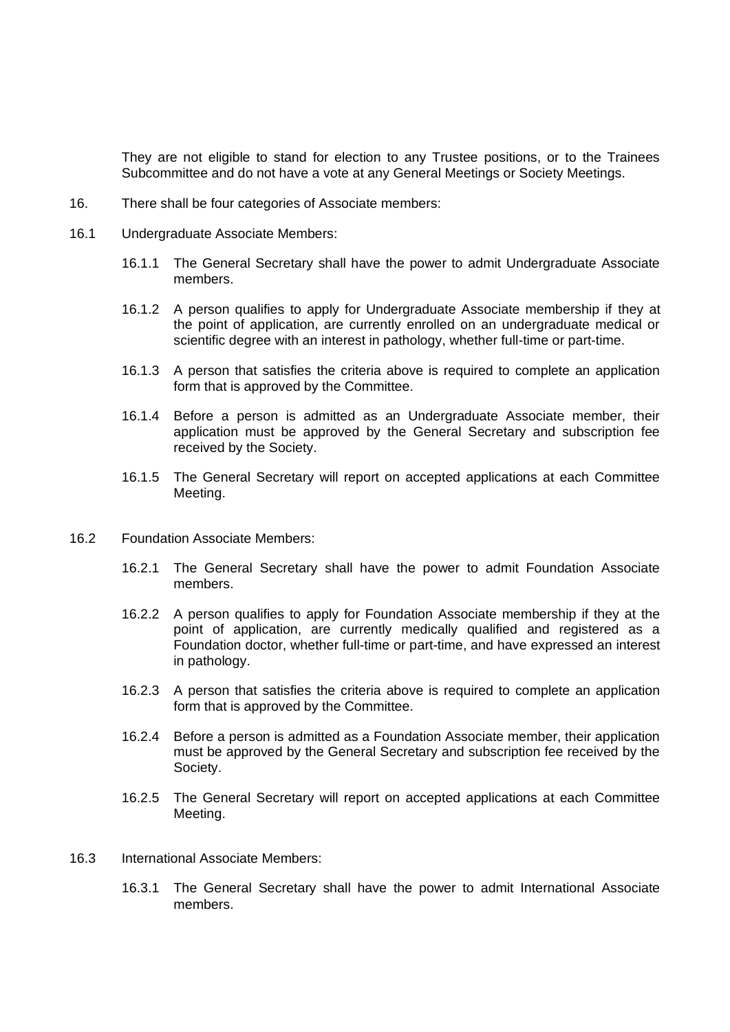They are not eligible to stand for election to any Trustee positions, or to the Trainees Subcommittee and do not have a vote at any General Meetings or Society Meetings.

16. There shall be four categories of Associate members:

16.1 Undergraduate Associate Members:

16.1.1 The General Secretary shall have the power to admit Undergraduate Associate members.

16.1.2 A person qualifies to apply for Undergraduate Associate membership if they at the point of application, are currently enrolled on an undergraduate medical or scientific degree with an interest in pathology, whether full-time or part-time.

16.1.3 A person that satisfies the criteria above is required to complete an application form that is approved by the Committee.

16.1.4 Before a person is admitted as an Undergraduate Associate member, their application must be approved by the General Secretary and subscription fee received by the Society.

16.1.5 The General Secretary will report on accepted applications at each Committee Meeting.

16.2 Foundation Associate Members:

16.2.1 The General Secretary shall have the power to admit Foundation Associate members.

16.2.2 A person qualifies to apply for Foundation Associate membership if they at the point of application, are currently medically qualified and registered as a Foundation doctor, whether full-time or part-time, and have expressed an interest in pathology.

16.2.3 A person that satisfies the criteria above is required to complete an application form that is approved by the Committee.

16.2.4 Before a person is admitted as a Foundation Associate member, their application must be approved by the General Secretary and subscription fee received by the Society.

16.2.5 The General Secretary will report on accepted applications at each Committee Meeting.

16.3 International Associate Members:

16.3.1 The General Secretary shall have the power to admit International Associate members.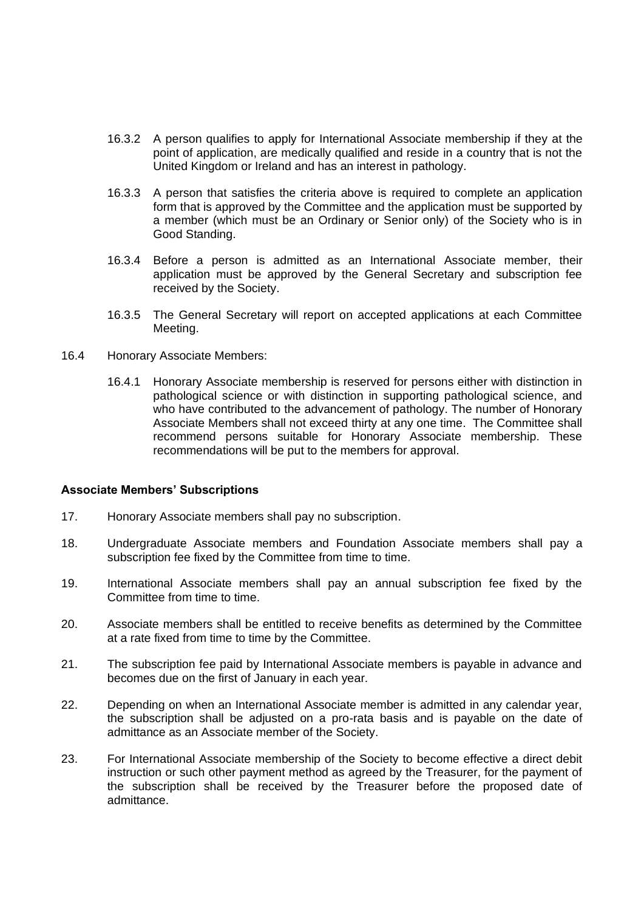16.3.2 A person qualifies to apply for International Associate membership if they at the point of application, are medically qualified and reside in a country that is not the United Kingdom or Ireland and has an interest in pathology.

16.3.3 A person that satisfies the criteria above is required to complete an application form that is approved by the Committee and the application must be supported by a member (which must be an Ordinary or Senior only) of the Society who is in Good Standing.

16.3.4 Before a person is admitted as an International Associate member, their application must be approved by the General Secretary and subscription fee received by the Society.

16.3.5 The General Secretary will report on accepted applications at each Committee Meeting.

16.4 Honorary Associate Members:

16.4.1 Honorary Associate membership is reserved for persons either with distinction in pathological science or with distinction in supporting pathological science, and who have contributed to the advancement of pathology. The number of Honorary Associate Members shall not exceed thirty at any one time. The Committee shall recommend persons suitable for Honorary Associate membership. These recommendations will be put to the members for approval.

**Associate Members' Subscriptions**

17. Honorary Associate members shall pay no subscription.

18. Undergraduate Associate members and Foundation Associate members shall pay a subscription fee fixed by the Committee from time to time.

19. International Associate members shall pay an annual subscription fee fixed by the Committee from time to time.

20. Associate members shall be entitled to receive benefits as determined by the Committee at a rate fixed from time to time by the Committee.

21. The subscription fee paid by International Associate members is payable in advance and becomes due on the first of January in each year.

22. Depending on when an International Associate member is admitted in any calendar year, the subscription shall be adjusted on a pro-rata basis and is payable on the date of admittance as an Associate member of the Society.

23. For International Associate membership of the Society to become effective a direct debit instruction or such other payment method as agreed by the Treasurer, for the payment of the subscription shall be received by the Treasurer before the proposed date of admittance.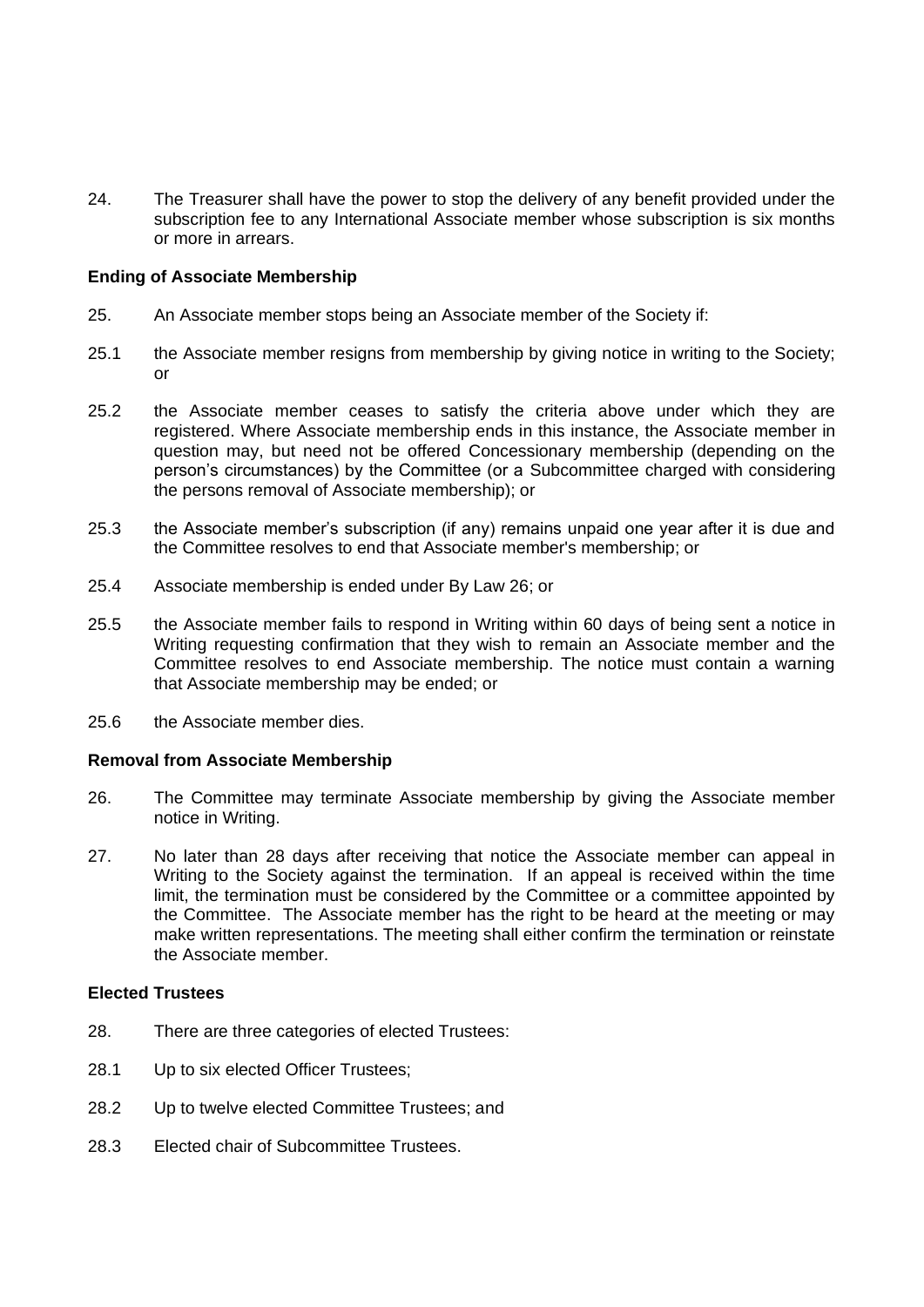24. The Treasurer shall have the power to stop the delivery of any benefit provided under the subscription fee to any International Associate member whose subscription is six months or more in arrears.

**Ending of Associate Membership**

25. An Associate member stops being an Associate member of the Society if:

25.1 the Associate member resigns from membership by giving notice in writing to the Society; or

25.2 the Associate member ceases to satisfy the criteria above under which they are registered. Where Associate membership ends in this instance, the Associate member in question may, but need not be offered Concessionary membership (depending on the person's circumstances) by the Committee (or a Subcommittee charged with considering the persons removal of Associate membership); or

25.3 the Associate member's subscription (if any) remains unpaid one year after it is due and the Committee resolves to end that Associate member's membership; or

25.4 Associate membership is ended under By Law 26; or

25.5 the Associate member fails to respond in Writing within 60 days of being sent a notice in Writing requesting confirmation that they wish to remain an Associate member and the Committee resolves to end Associate membership. The notice must contain a warning that Associate membership may be ended; or

25.6 the Associate member dies.

**Removal from Associate Membership**

26. The Committee may terminate Associate membership by giving the Associate member notice in Writing.

27. No later than 28 days after receiving that notice the Associate member can appeal in Writing to the Society against the termination. If an appeal is received within the time limit, the termination must be considered by the Committee or a committee appointed by the Committee. The Associate member has the right to be heard at the meeting or may make written representations. The meeting shall either confirm the termination or reinstate the Associate member.

**Elected Trustees**

28. There are three categories of elected Trustees:

28.1 Up to six elected Officer Trustees;

28.2 Up to twelve elected Committee Trustees; and

28.3 Elected chair of Subcommittee Trustees.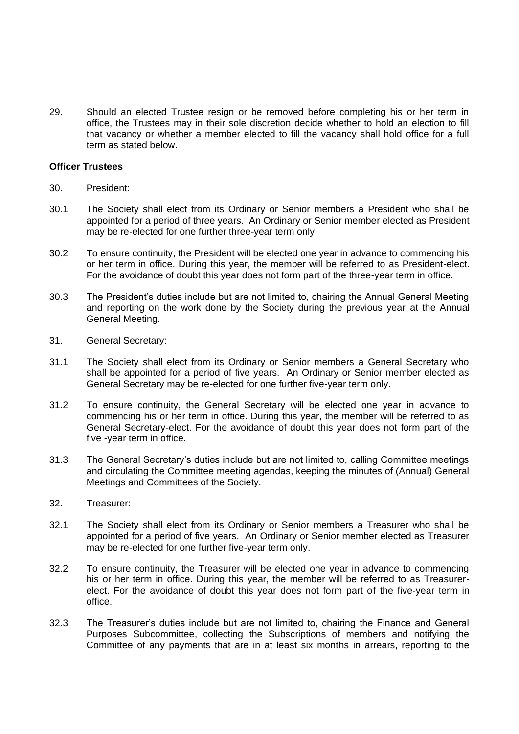29. Should an elected Trustee resign or be removed before completing his or her term in office, the Trustees may in their sole discretion decide whether to hold an election to fill that vacancy or whether a member elected to fill the vacancy shall hold office for a full term as stated below.

**Officer Trustees**

30. President:

30.1 The Society shall elect from its Ordinary or Senior members a President who shall be appointed for a period of three years. An Ordinary or Senior member elected as President may be re-elected for one further three-year term only.

30.2 To ensure continuity, the President will be elected one year in advance to commencing his or her term in office. During this year, the member will be referred to as President-elect. For the avoidance of doubt this year does not form part of the three-year term in office.

30.3 The President's duties include but are not limited to, chairing the Annual General Meeting and reporting on the work done by the Society during the previous year at the Annual General Meeting.

31. General Secretary:

31.1 The Society shall elect from its Ordinary or Senior members a General Secretary who shall be appointed for a period of five years. An Ordinary or Senior member elected as General Secretary may be re-elected for one further five-year term only.

31.2 To ensure continuity, the General Secretary will be elected one year in advance to commencing his or her term in office. During this year, the member will be referred to as General Secretary-elect. For the avoidance of doubt this year does not form part of the five -year term in office.

31.3 The General Secretary's duties include but are not limited to, calling Committee meetings and circulating the Committee meeting agendas, keeping the minutes of (Annual) General Meetings and Committees of the Society.

32. Treasurer:

32.1 The Society shall elect from its Ordinary or Senior members a Treasurer who shall be appointed for a period of five years. An Ordinary or Senior member elected as Treasurer may be re-elected for one further five-year term only.

32.2 To ensure continuity, the Treasurer will be elected one year in advance to commencing his or her term in office. During this year, the member will be referred to as Treasurer-elect. For the avoidance of doubt this year does not form part of the five-year term in office.

32.3 The Treasurer's duties include but are not limited to, chairing the Finance and General Purposes Subcommittee, collecting the Subscriptions of members and notifying the Committee of any payments that are in at least six months in arrears, reporting to the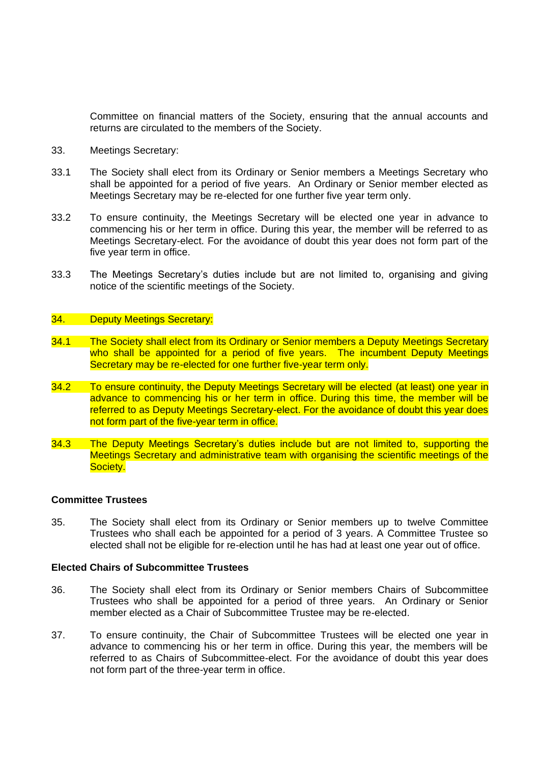Committee on financial matters of the Society, ensuring that the annual accounts and returns are circulated to the members of the Society.

33. Meetings Secretary:

33.1 The Society shall elect from its Ordinary or Senior members a Meetings Secretary who shall be appointed for a period of five years. An Ordinary or Senior member elected as Meetings Secretary may be re-elected for one further five year term only.

33.2 To ensure continuity, the Meetings Secretary will be elected one year in advance to commencing his or her term in office. During this year, the member will be referred to as Meetings Secretary-elect. For the avoidance of doubt this year does not form part of the five year term in office.

33.3 The Meetings Secretary's duties include but are not limited to, organising and giving notice of the scientific meetings of the Society.

34. Deputy Meetings Secretary:

34.1 The Society shall elect from its Ordinary or Senior members a Deputy Meetings Secretary who shall be appointed for a period of five years. The incumbent Deputy Meetings Secretary may be re-elected for one further five-year term only.

34.2 To ensure continuity, the Deputy Meetings Secretary will be elected (at least) one year in advance to commencing his or her term in office. During this time, the member will be referred to as Deputy Meetings Secretary-elect. For the avoidance of doubt this year does not form part of the five-year term in office.

34.3 The Deputy Meetings Secretary's duties include but are not limited to, supporting the Meetings Secretary and administrative team with organising the scientific meetings of the Society.

**Committee Trustees**

35. The Society shall elect from its Ordinary or Senior members up to twelve Committee Trustees who shall each be appointed for a period of 3 years. A Committee Trustee so elected shall not be eligible for re-election until he has had at least one year out of office.

**Elected Chairs of Subcommittee Trustees**

36. The Society shall elect from its Ordinary or Senior members Chairs of Subcommittee Trustees who shall be appointed for a period of three years. An Ordinary or Senior member elected as a Chair of Subcommittee Trustee may be re-elected.

37. To ensure continuity, the Chair of Subcommittee Trustees will be elected one year in advance to commencing his or her term in office. During this year, the members will be referred to as Chairs of Subcommittee-elect. For the avoidance of doubt this year does not form part of the three-year term in office.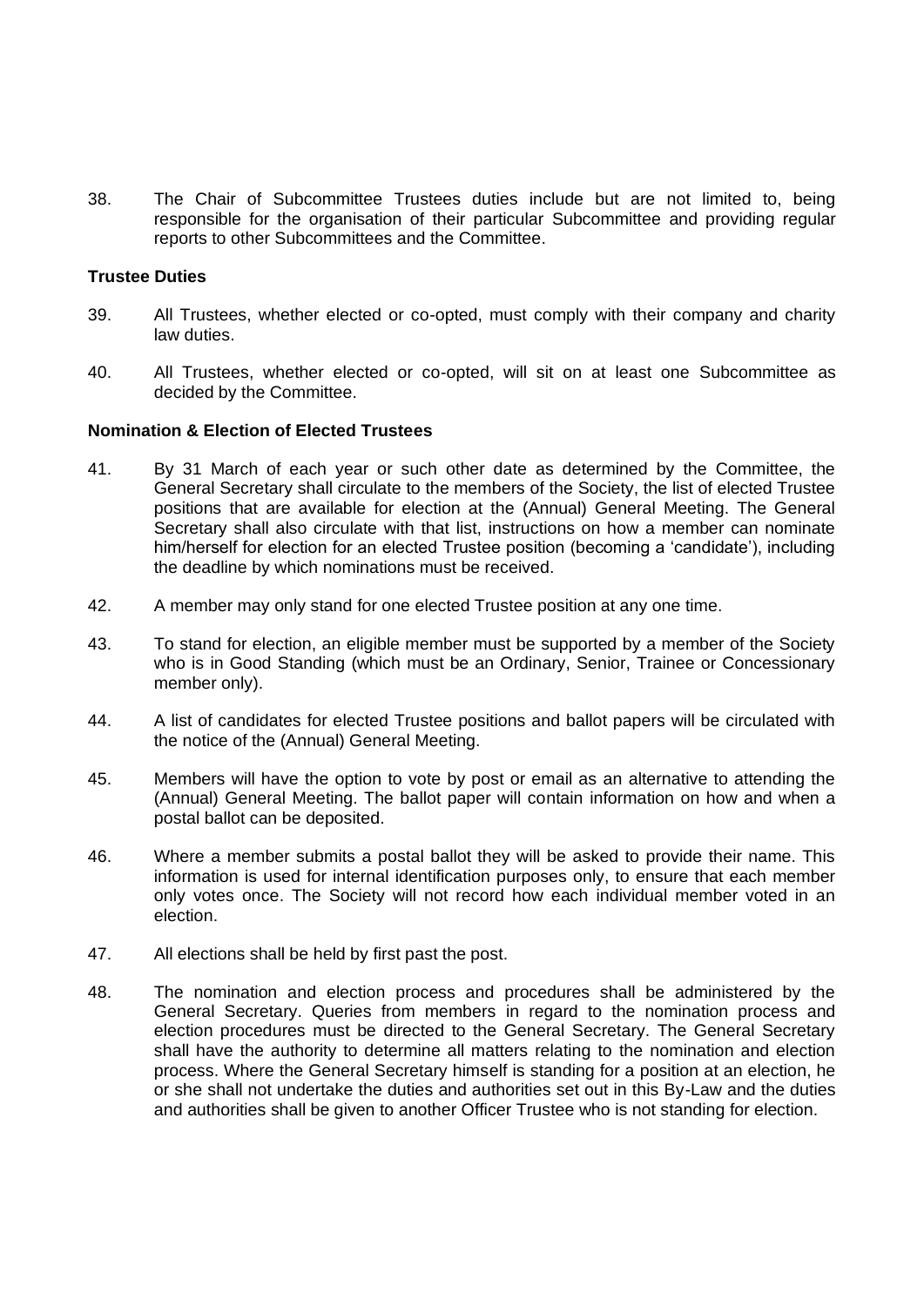38. The Chair of Subcommittee Trustees duties include but are not limited to, being responsible for the organisation of their particular Subcommittee and providing regular reports to other Subcommittees and the Committee.

**Trustee Duties**

39. All Trustees, whether elected or co-opted, must comply with their company and charity law duties.

40. All Trustees, whether elected or co-opted, will sit on at least one Subcommittee as decided by the Committee.

**Nomination & Election of Elected Trustees**

41. By 31 March of each year or such other date as determined by the Committee, the General Secretary shall circulate to the members of the Society, the list of elected Trustee positions that are available for election at the (Annual) General Meeting. The General Secretary shall also circulate with that list, instructions on how a member can nominate him/herself for election for an elected Trustee position (becoming a 'candidate'), including the deadline by which nominations must be received.

42. A member may only stand for one elected Trustee position at any one time.

43. To stand for election, an eligible member must be supported by a member of the Society who is in Good Standing (which must be an Ordinary, Senior, Trainee or Concessionary member only).

44. A list of candidates for elected Trustee positions and ballot papers will be circulated with the notice of the (Annual) General Meeting.

45. Members will have the option to vote by post or email as an alternative to attending the (Annual) General Meeting. The ballot paper will contain information on how and when a postal ballot can be deposited.

46. Where a member submits a postal ballot they will be asked to provide their name. This information is used for internal identification purposes only, to ensure that each member only votes once. The Society will not record how each individual member voted in an election.

47. All elections shall be held by first past the post.

48. The nomination and election process and procedures shall be administered by the General Secretary. Queries from members in regard to the nomination process and election procedures must be directed to the General Secretary. The General Secretary shall have the authority to determine all matters relating to the nomination and election process. Where the General Secretary himself is standing for a position at an election, he or she shall not undertake the duties and authorities set out in this By-Law and the duties and authorities shall be given to another Officer Trustee who is not standing for election.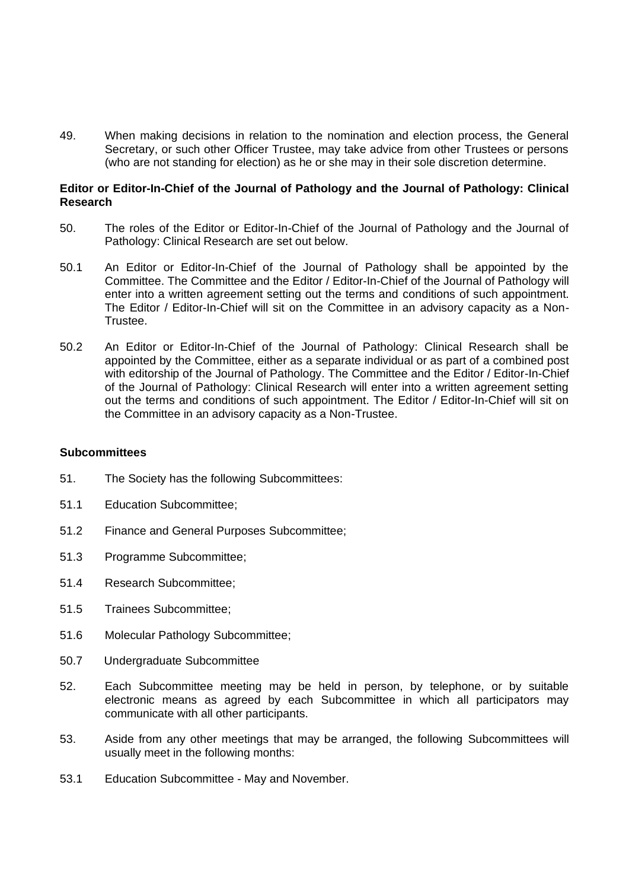49. When making decisions in relation to the nomination and election process, the General Secretary, or such other Officer Trustee, may take advice from other Trustees or persons (who are not standing for election) as he or she may in their sole discretion determine.

**Editor or Editor-In-Chief of the Journal of Pathology and the Journal of Pathology: Clinical Research**

50. The roles of the Editor or Editor-In-Chief of the Journal of Pathology and the Journal of Pathology: Clinical Research are set out below.

50.1 An Editor or Editor-In-Chief of the Journal of Pathology shall be appointed by the Committee. The Committee and the Editor / Editor-In-Chief of the Journal of Pathology will enter into a written agreement setting out the terms and conditions of such appointment. The Editor / Editor-In-Chief will sit on the Committee in an advisory capacity as a Non-Trustee.

50.2 An Editor or Editor-In-Chief of the Journal of Pathology: Clinical Research shall be appointed by the Committee, either as a separate individual or as part of a combined post with editorship of the Journal of Pathology. The Committee and the Editor / Editor-In-Chief of the Journal of Pathology: Clinical Research will enter into a written agreement setting out the terms and conditions of such appointment. The Editor / Editor-In-Chief will sit on the Committee in an advisory capacity as a Non-Trustee.

**Subcommittees**

51. The Society has the following Subcommittees:

51.1 Education Subcommittee;

51.2 Finance and General Purposes Subcommittee;

51.3 Programme Subcommittee;

51.4 Research Subcommittee;

51.5 Trainees Subcommittee;

51.6 Molecular Pathology Subcommittee;

50.7 Undergraduate Subcommittee

52. Each Subcommittee meeting may be held in person, by telephone, or by suitable electronic means as agreed by each Subcommittee in which all participators may communicate with all other participants.

53. Aside from any other meetings that may be arranged, the following Subcommittees will usually meet in the following months:

53.1 Education Subcommittee - May and November.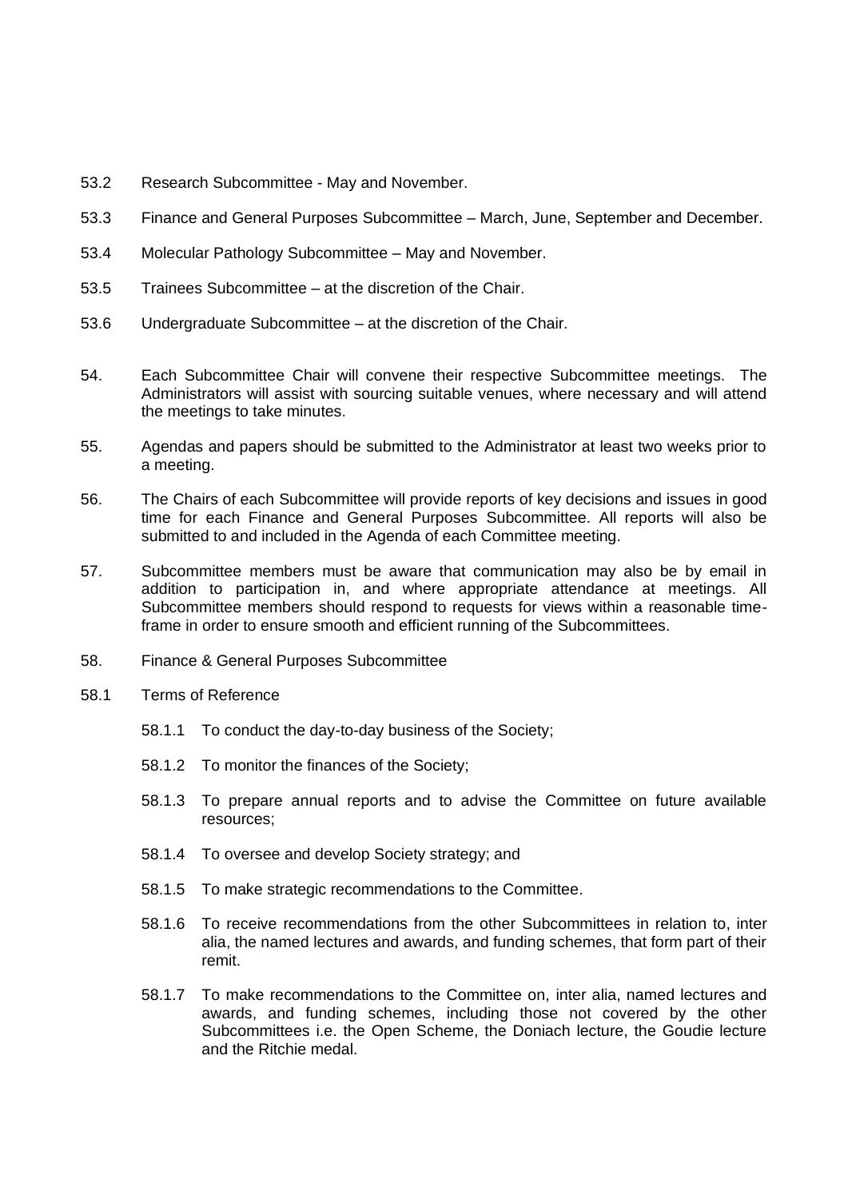53.2 Research Subcommittee - May and November.

53.3 Finance and General Purposes Subcommittee – March, June, September and December.

53.4 Molecular Pathology Subcommittee – May and November.

53.5 Trainees Subcommittee – at the discretion of the Chair.

53.6 Undergraduate Subcommittee – at the discretion of the Chair.

54. Each Subcommittee Chair will convene their respective Subcommittee meetings. The Administrators will assist with sourcing suitable venues, where necessary and will attend the meetings to take minutes.

55. Agendas and papers should be submitted to the Administrator at least two weeks prior to a meeting.

56. The Chairs of each Subcommittee will provide reports of key decisions and issues in good time for each Finance and General Purposes Subcommittee. All reports will also be submitted to and included in the Agenda of each Committee meeting.

57. Subcommittee members must be aware that communication may also be by email in addition to participation in, and where appropriate attendance at meetings. All Subcommittee members should respond to requests for views within a reasonable time-frame in order to ensure smooth and efficient running of the Subcommittees.

58. Finance & General Purposes Subcommittee

58.1 Terms of Reference

- 58.1.1 To conduct the day-to-day business of the Society;
- 58.1.2 To monitor the finances of the Society;
- 58.1.3 To prepare annual reports and to advise the Committee on future available resources;
- 58.1.4 To oversee and develop Society strategy; and
- 58.1.5 To make strategic recommendations to the Committee.
- 58.1.6 To receive recommendations from the other Subcommittees in relation to, inter alia, the named lectures and awards, and funding schemes, that form part of their remit.
- 58.1.7 To make recommendations to the Committee on, inter alia, named lectures and awards, and funding schemes, including those not covered by the other Subcommittees i.e. the Open Scheme, the Doniach lecture, the Goudie lecture and the Ritchie medal.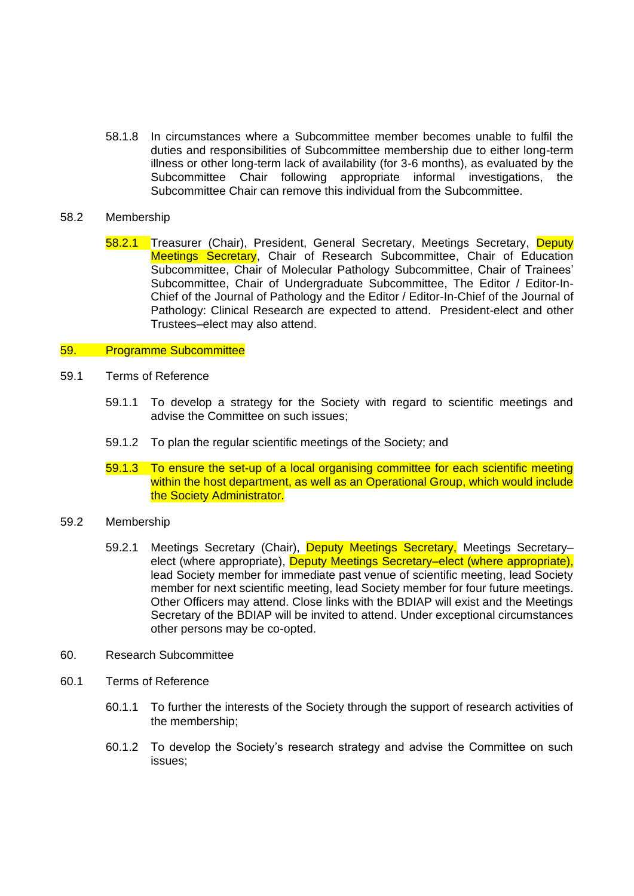58.1.8 In circumstances where a Subcommittee member becomes unable to fulfil the duties and responsibilities of Subcommittee membership due to either long-term illness or other long-term lack of availability (for 3-6 months), as evaluated by the Subcommittee Chair following appropriate informal investigations, the Subcommittee Chair can remove this individual from the Subcommittee.

58.2 Membership

58.2.1 Treasurer (Chair), President, General Secretary, Meetings Secretary, Deputy Meetings Secretary, Chair of Research Subcommittee, Chair of Education Subcommittee, Chair of Molecular Pathology Subcommittee, Chair of Trainees' Subcommittee, Chair of Undergraduate Subcommittee, The Editor / Editor-In-Chief of the Journal of Pathology and the Editor / Editor-In-Chief of the Journal of Pathology: Clinical Research are expected to attend. President-elect and other Trustees–elect may also attend.

## 59. Programme Subcommittee

59.1 Terms of Reference

59.1.1 To develop a strategy for the Society with regard to scientific meetings and advise the Committee on such issues;

59.1.2 To plan the regular scientific meetings of the Society; and

59.1.3 To ensure the set-up of a local organising committee for each scientific meeting within the host department, as well as an Operational Group, which would include the Society Administrator.

59.2 Membership

59.2.1 Meetings Secretary (Chair), Deputy Meetings Secretary, Meetings Secretary–elect (where appropriate), Deputy Meetings Secretary–elect (where appropriate), lead Society member for immediate past venue of scientific meeting, lead Society member for next scientific meeting, lead Society member for four future meetings. Other Officers may attend. Close links with the BDIAP will exist and the Meetings Secretary of the BDIAP will be invited to attend. Under exceptional circumstances other persons may be co-opted.

## 60. Research Subcommittee

60.1 Terms of Reference

60.1.1 To further the interests of the Society through the support of research activities of the membership;

60.1.2 To develop the Society's research strategy and advise the Committee on such issues;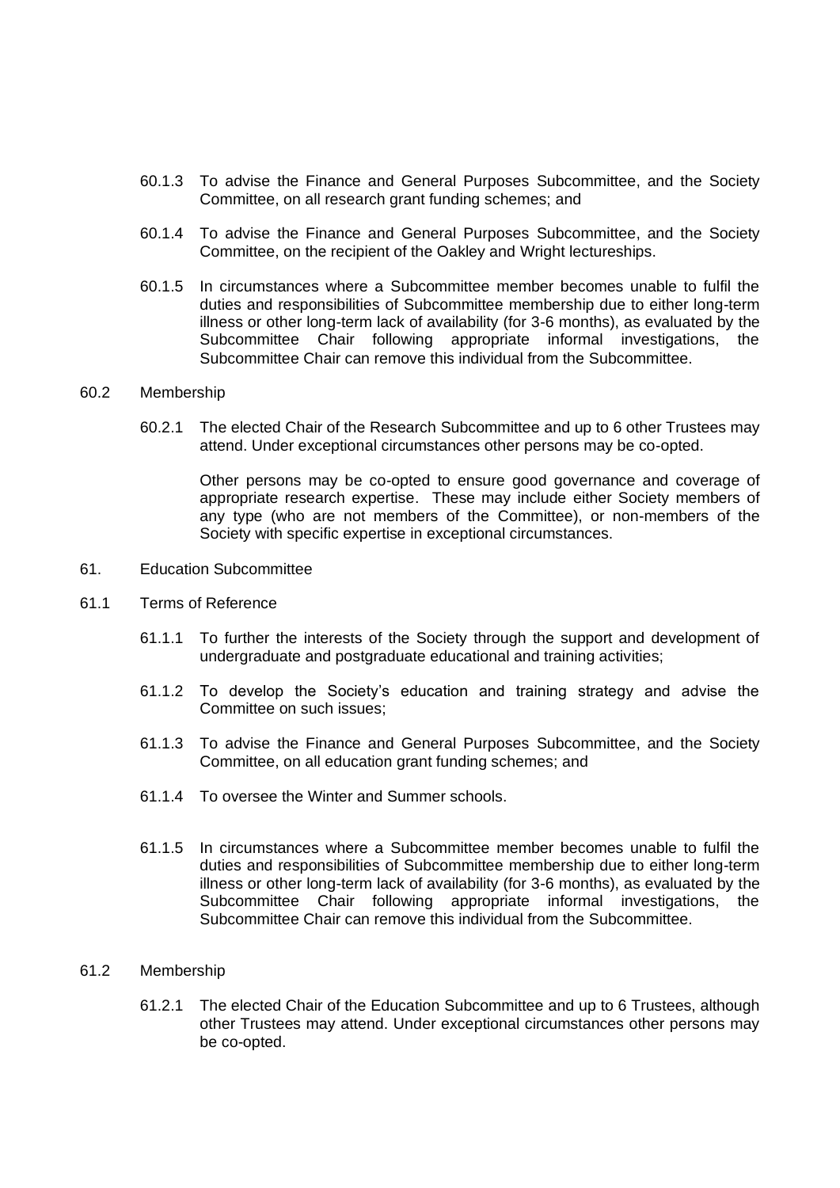60.1.3 To advise the Finance and General Purposes Subcommittee, and the Society Committee, on all research grant funding schemes; and

60.1.4 To advise the Finance and General Purposes Subcommittee, and the Society Committee, on the recipient of the Oakley and Wright lectureships.

60.1.5 In circumstances where a Subcommittee member becomes unable to fulfil the duties and responsibilities of Subcommittee membership due to either long-term illness or other long-term lack of availability (for 3-6 months), as evaluated by the Subcommittee Chair following appropriate informal investigations, the Subcommittee Chair can remove this individual from the Subcommittee.

60.2 Membership

60.2.1 The elected Chair of the Research Subcommittee and up to 6 other Trustees may attend. Under exceptional circumstances other persons may be co-opted.

Other persons may be co-opted to ensure good governance and coverage of appropriate research expertise. These may include either Society members of any type (who are not members of the Committee), or non-members of the Society with specific expertise in exceptional circumstances.

61. Education Subcommittee

61.1 Terms of Reference

61.1.1 To further the interests of the Society through the support and development of undergraduate and postgraduate educational and training activities;

61.1.2 To develop the Society's education and training strategy and advise the Committee on such issues;

61.1.3 To advise the Finance and General Purposes Subcommittee, and the Society Committee, on all education grant funding schemes; and

61.1.4 To oversee the Winter and Summer schools.

61.1.5 In circumstances where a Subcommittee member becomes unable to fulfil the duties and responsibilities of Subcommittee membership due to either long-term illness or other long-term lack of availability (for 3-6 months), as evaluated by the Subcommittee Chair following appropriate informal investigations, the Subcommittee Chair can remove this individual from the Subcommittee.

61.2 Membership

61.2.1 The elected Chair of the Education Subcommittee and up to 6 Trustees, although other Trustees may attend. Under exceptional circumstances other persons may be co-opted.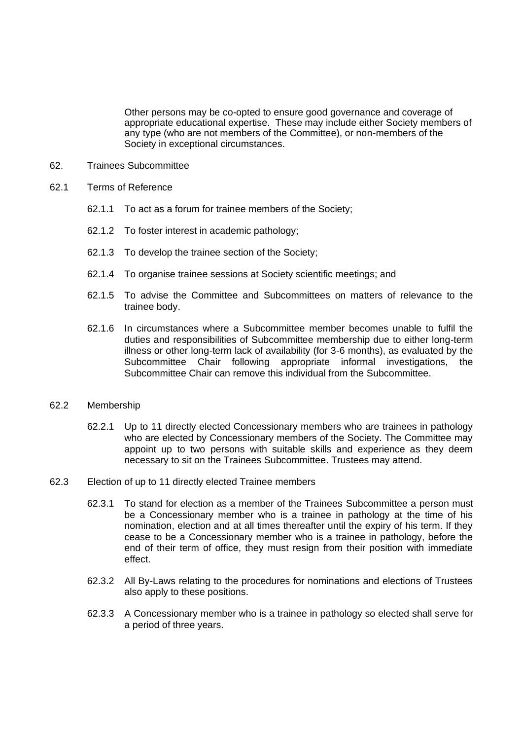Other persons may be co-opted to ensure good governance and coverage of appropriate educational expertise. These may include either Society members of any type (who are not members of the Committee), or non-members of the Society in exceptional circumstances.

62. Trainees Subcommittee

62.1 Terms of Reference

62.1.1 To act as a forum for trainee members of the Society;

62.1.2 To foster interest in academic pathology;

62.1.3 To develop the trainee section of the Society;

62.1.4 To organise trainee sessions at Society scientific meetings; and

62.1.5 To advise the Committee and Subcommittees on matters of relevance to the trainee body.

62.1.6 In circumstances where a Subcommittee member becomes unable to fulfil the duties and responsibilities of Subcommittee membership due to either long-term illness or other long-term lack of availability (for 3-6 months), as evaluated by the Subcommittee Chair following appropriate informal investigations, the Subcommittee Chair can remove this individual from the Subcommittee.

62.2 Membership

62.2.1 Up to 11 directly elected Concessionary members who are trainees in pathology who are elected by Concessionary members of the Society. The Committee may appoint up to two persons with suitable skills and experience as they deem necessary to sit on the Trainees Subcommittee. Trustees may attend.

62.3 Election of up to 11 directly elected Trainee members

62.3.1 To stand for election as a member of the Trainees Subcommittee a person must be a Concessionary member who is a trainee in pathology at the time of his nomination, election and at all times thereafter until the expiry of his term. If they cease to be a Concessionary member who is a trainee in pathology, before the end of their term of office, they must resign from their position with immediate effect.

62.3.2 All By-Laws relating to the procedures for nominations and elections of Trustees also apply to these positions.

62.3.3 A Concessionary member who is a trainee in pathology so elected shall serve for a period of three years.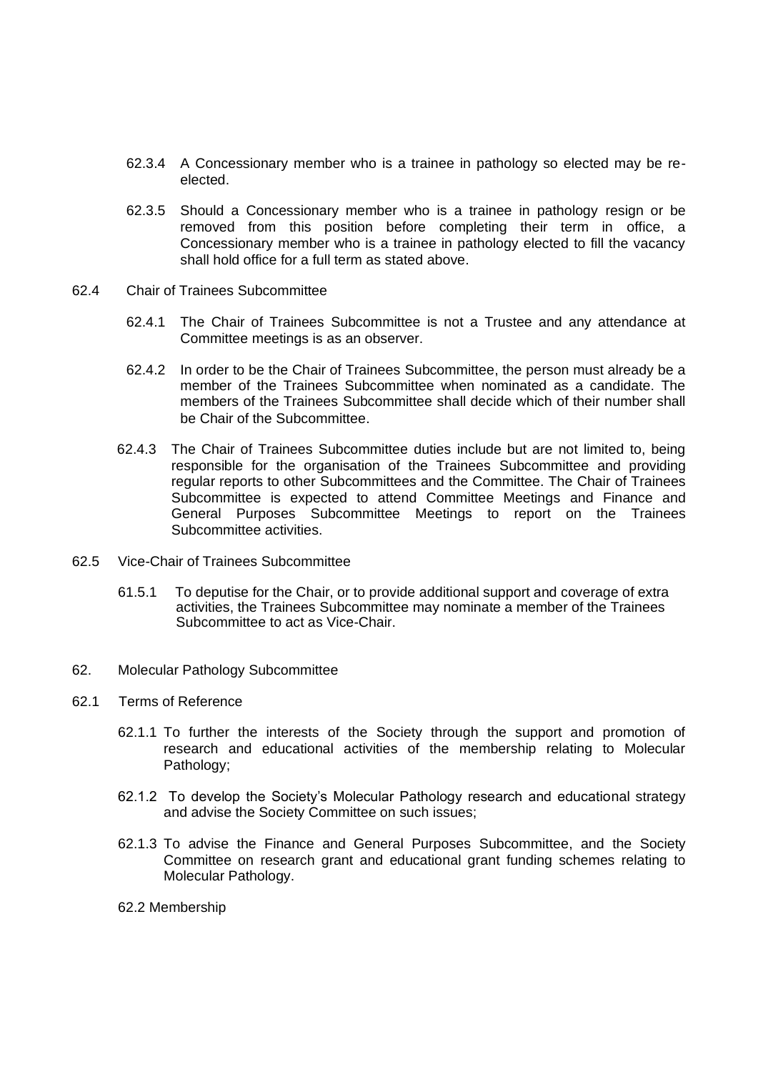62.3.4 A Concessionary member who is a trainee in pathology so elected may be re-elected.

62.3.5 Should a Concessionary member who is a trainee in pathology resign or be removed from this position before completing their term in office, a Concessionary member who is a trainee in pathology elected to fill the vacancy shall hold office for a full term as stated above.

62.4 Chair of Trainees Subcommittee

62.4.1 The Chair of Trainees Subcommittee is not a Trustee and any attendance at Committee meetings is as an observer.

62.4.2 In order to be the Chair of Trainees Subcommittee, the person must already be a member of the Trainees Subcommittee when nominated as a candidate. The members of the Trainees Subcommittee shall decide which of their number shall be Chair of the Subcommittee.

62.4.3 The Chair of Trainees Subcommittee duties include but are not limited to, being responsible for the organisation of the Trainees Subcommittee and providing regular reports to other Subcommittees and the Committee. The Chair of Trainees Subcommittee is expected to attend Committee Meetings and Finance and General Purposes Subcommittee Meetings to report on the Trainees Subcommittee activities.

62.5 Vice-Chair of Trainees Subcommittee

61.5.1 To deputise for the Chair, or to provide additional support and coverage of extra activities, the Trainees Subcommittee may nominate a member of the Trainees Subcommittee to act as Vice-Chair.

62. Molecular Pathology Subcommittee

62.1 Terms of Reference

62.1.1 To further the interests of the Society through the support and promotion of research and educational activities of the membership relating to Molecular Pathology;

62.1.2 To develop the Society's Molecular Pathology research and educational strategy and advise the Society Committee on such issues;

62.1.3 To advise the Finance and General Purposes Subcommittee, and the Society Committee on research grant and educational grant funding schemes relating to Molecular Pathology.

62.2 Membership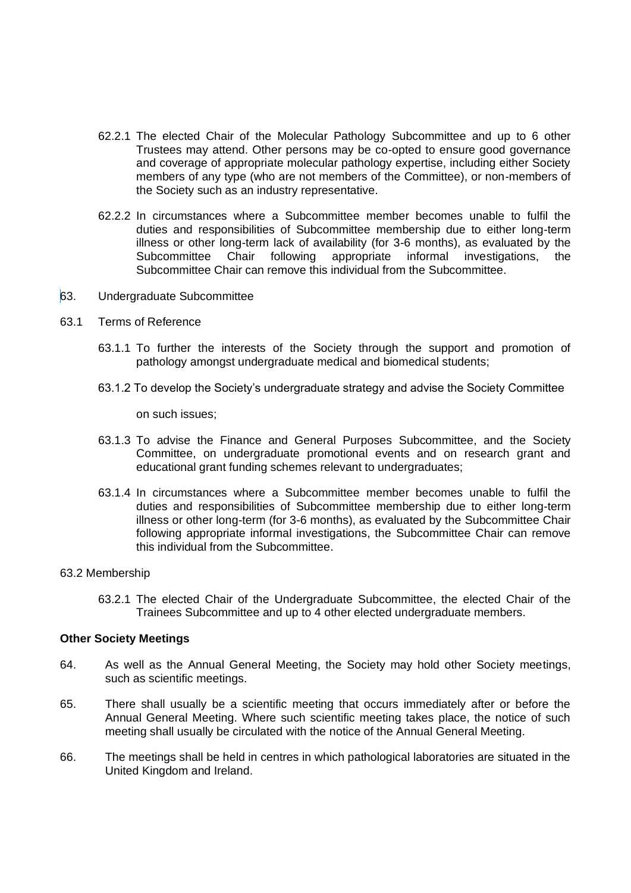62.2.1 The elected Chair of the Molecular Pathology Subcommittee and up to 6 other Trustees may attend. Other persons may be co-opted to ensure good governance and coverage of appropriate molecular pathology expertise, including either Society members of any type (who are not members of the Committee), or non-members of the Society such as an industry representative.

62.2.2 In circumstances where a Subcommittee member becomes unable to fulfil the duties and responsibilities of Subcommittee membership due to either long-term illness or other long-term lack of availability (for 3-6 months), as evaluated by the Subcommittee Chair following appropriate informal investigations, the Subcommittee Chair can remove this individual from the Subcommittee.

63. Undergraduate Subcommittee

63.1 Terms of Reference

63.1.1 To further the interests of the Society through the support and promotion of pathology amongst undergraduate medical and biomedical students;

63.1.2 To develop the Society's undergraduate strategy and advise the Society Committee on such issues;

63.1.3 To advise the Finance and General Purposes Subcommittee, and the Society Committee, on undergraduate promotional events and on research grant and educational grant funding schemes relevant to undergraduates;

63.1.4 In circumstances where a Subcommittee member becomes unable to fulfil the duties and responsibilities of Subcommittee membership due to either long-term illness or other long-term (for 3-6 months), as evaluated by the Subcommittee Chair following appropriate informal investigations, the Subcommittee Chair can remove this individual from the Subcommittee.

63.2 Membership

63.2.1 The elected Chair of the Undergraduate Subcommittee, the elected Chair of the Trainees Subcommittee and up to 4 other elected undergraduate members.

**Other Society Meetings**

64. As well as the Annual General Meeting, the Society may hold other Society meetings, such as scientific meetings.

65. There shall usually be a scientific meeting that occurs immediately after or before the Annual General Meeting. Where such scientific meeting takes place, the notice of such meeting shall usually be circulated with the notice of the Annual General Meeting.

66. The meetings shall be held in centres in which pathological laboratories are situated in the United Kingdom and Ireland.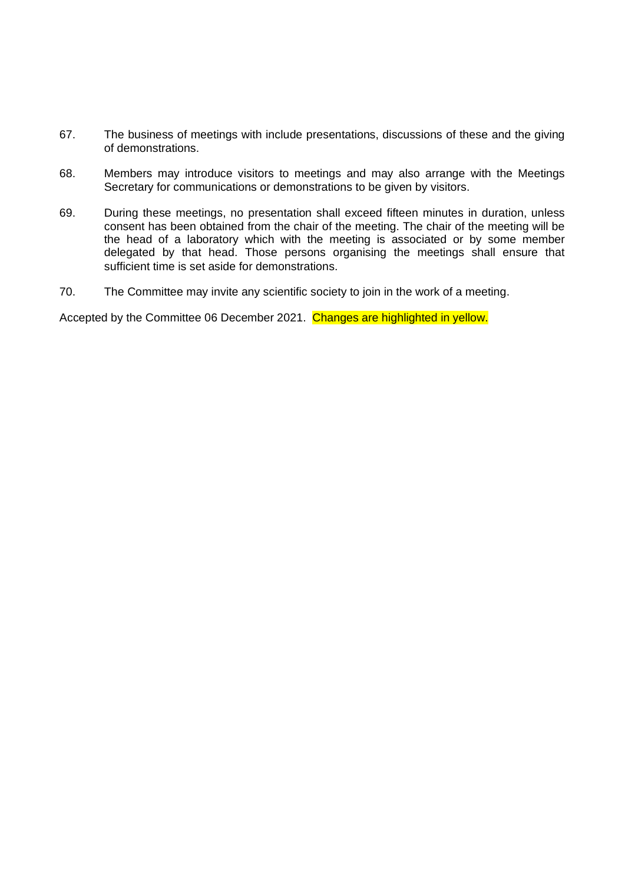67. The business of meetings with include presentations, discussions of these and the giving of demonstrations.

68. Members may introduce visitors to meetings and may also arrange with the Meetings Secretary for communications or demonstrations to be given by visitors.

69. During these meetings, no presentation shall exceed fifteen minutes in duration, unless consent has been obtained from the chair of the meeting. The chair of the meeting will be the head of a laboratory which with the meeting is associated or by some member delegated by that head. Those persons organising the meetings shall ensure that sufficient time is set aside for demonstrations.

70. The Committee may invite any scientific society to join in the work of a meeting.

Accepted by the Committee 06 December 2021. Changes are highlighted in yellow.